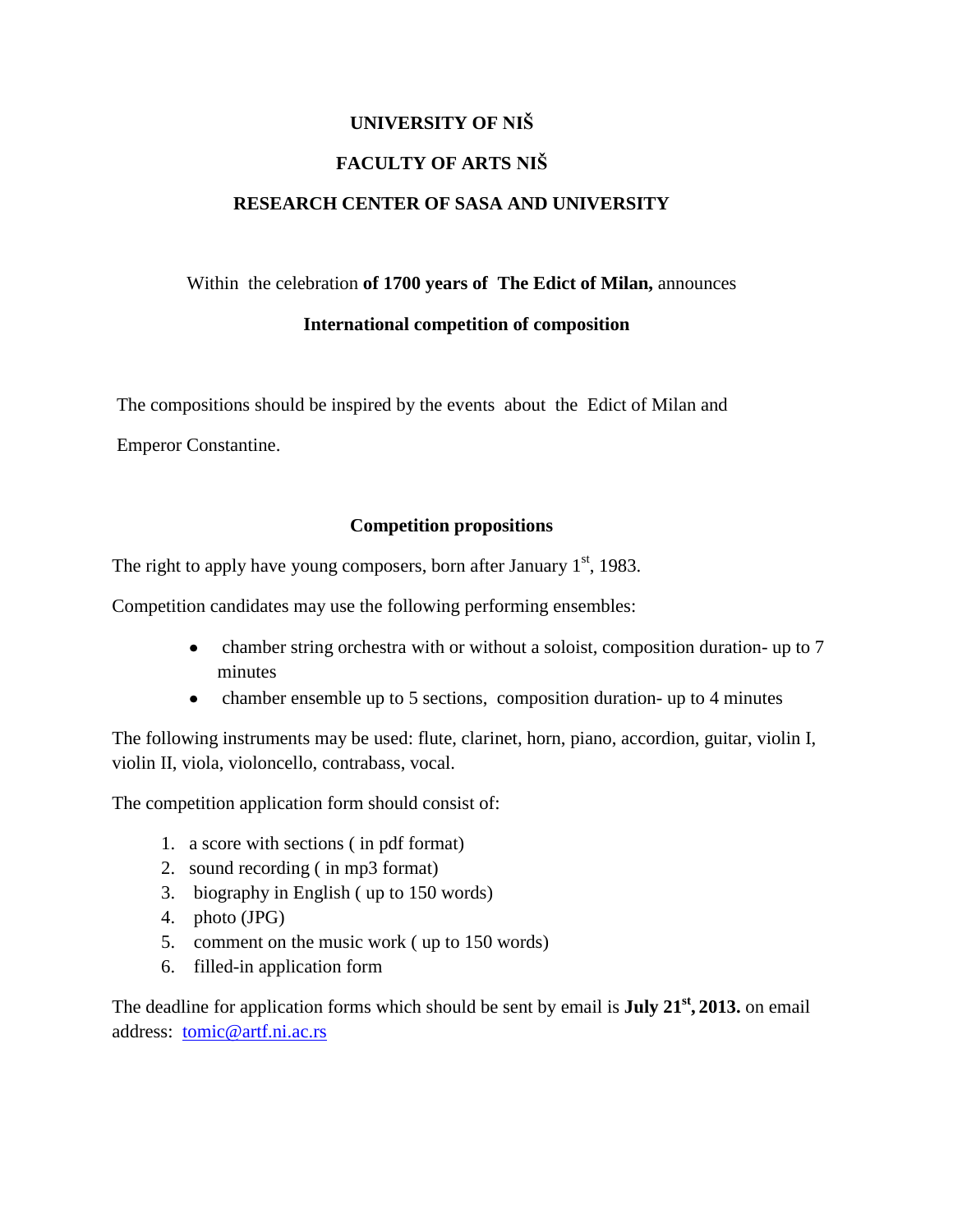**UNIVERSITY OF NIŠ**

**FACULTY OF ARTS NIŠ**

**RESEARCH CENTER OF SASA AND UNIVERSITY**

Within the celebration **of 1700 years of The Edict of Milan,** announces

**International competition of composition**

The compositions should be inspired by the events about the Edict of Milan and Emperor Constantine.

**Competition propositions**

The right to apply have young composers, born after January 1st, 1983.

Competition candidates may use the following performing ensembles:

- chamber string orchestra with or without a soloist, composition duration- up to 7 minutes
- chamber ensemble up to 5 sections, composition duration- up to 4 minutes

The following instruments may be used: flute, clarinet, horn, piano, accordion, guitar, violin I, violin II, viola, violoncello, contrabass, vocal.

The competition application form should consist of:

1. a score with sections ( in pdf format)
2. sound recording ( in mp3 format)
3. biography in English ( up to 150 words)
4. photo (JPG)
5. comment on the music work ( up to 150 words)
6. filled-in application form

The deadline for application forms which should be sent by email is **July 21st, 2013.** on email address: tomic@artf.ni.ac.rs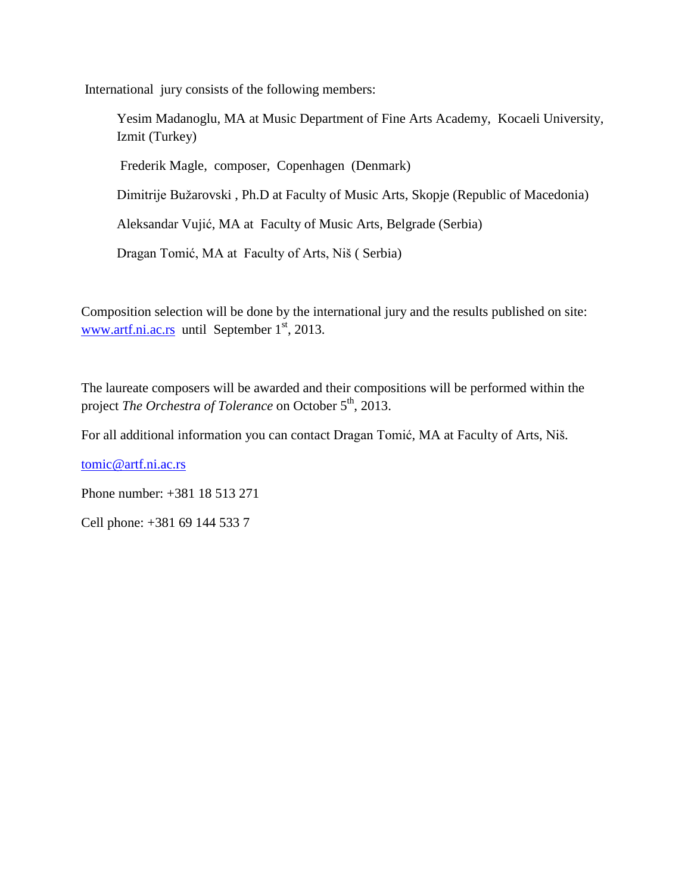International jury consists of the following members:

Yesim Madanoglu, MA at Music Department of Fine Arts Academy, Kocaeli University, Izmit (Turkey)

Frederik Magle, composer, Copenhagen (Denmark)

Dimitrije Bužarovski , Ph.D at Faculty of Music Arts, Skopje (Republic of Macedonia)

Aleksandar Vujić, MA at Faculty of Music Arts, Belgrade (Serbia)

Dragan Tomić, MA at Faculty of Arts, Niš ( Serbia)

Composition selection will be done by the international jury and the results published on site: www.artf.ni.ac.rs until September 1st, 2013.

The laureate composers will be awarded and their compositions will be performed within the project *The Orchestra of Tolerance* on October 5th, 2013.

For all additional information you can contact Dragan Tomić, MA at Faculty of Arts, Niš.

tomic@artf.ni.ac.rs

Phone number: +381 18 513 271

Cell phone: +381 69 144 533 7